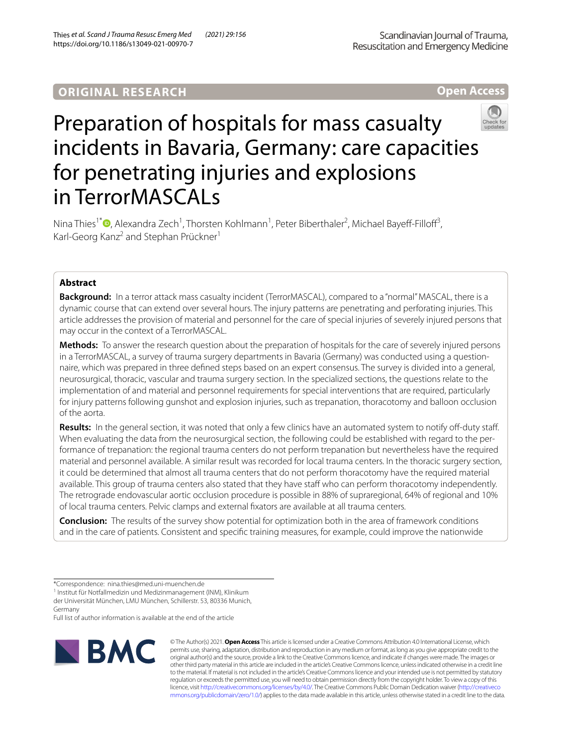ORIGINAL RESEARCH

Open Access

# Preparation of hospitals for mass casualty incidents in Bavaria, Germany: care capacities for penetrating injuries and explosions in TerrorMASCALs

Nina Thies[1*], Alexandra Zech[1], Thorsten Kohlmann[1], Peter Biberthaler[2], Michael Bayeff-Filloff[3], Karl-Georg Kanz[2] and Stephan Prückner[1]

## Abstract

**Background:** In a terror attack mass casualty incident (TerrorMASCAL), compared to a "normal" MASCAL, there is a dynamic course that can extend over several hours. The injury patterns are penetrating and perforating injuries. This article addresses the provision of material and personnel for the care of special injuries of severely injured persons that may occur in the context of a TerrorMASCAL.

**Methods:** To answer the research question about the preparation of hospitals for the care of severely injured persons in a TerrorMASCAL, a survey of trauma surgery departments in Bavaria (Germany) was conducted using a questionnaire, which was prepared in three defined steps based on an expert consensus. The survey is divided into a general, neurosurgical, thoracic, vascular and trauma surgery section. In the specialized sections, the questions relate to the implementation of and material and personnel requirements for special interventions that are required, particularly for injury patterns following gunshot and explosion injuries, such as trepanation, thoracotomy and balloon occlusion of the aorta.

**Results:** In the general section, it was noted that only a few clinics have an automated system to notify off-duty staff. When evaluating the data from the neurosurgical section, the following could be established with regard to the performance of trepanation: the regional trauma centers do not perform trepanation but nevertheless have the required material and personnel available. A similar result was recorded for local trauma centers. In the thoracic surgery section, it could be determined that almost all trauma centers that do not perform thoracotomy have the required material available. This group of trauma centers also stated that they have staff who can perform thoracotomy independently. The retrograde endovascular aortic occlusion procedure is possible in 88% of supraregional, 64% of regional and 10% of local trauma centers. Pelvic clamps and external fixators are available at all trauma centers.

**Conclusion:** The results of the survey show potential for optimization both in the area of framework conditions and in the care of patients. Consistent and specific training measures, for example, could improve the nationwide

*Correspondence: nina.thies@med.uni-muenchen.de
[1] Institut für Notfallmedizin und Medizinmanagement (INM), Klinikum der Universität München, LMU München, Schillerstr. 53, 80336 Munich, Germany
Full list of author information is available at the end of the article

© The Author(s) 2021. **Open Access** This article is licensed under a Creative Commons Attribution 4.0 International License, which permits use, sharing, adaptation, distribution and reproduction in any medium or format, as long as you give appropriate credit to the original author(s) and the source, provide a link to the Creative Commons licence, and indicate if changes were made. The images or other third party material in this article are included in the article's Creative Commons licence, unless indicated otherwise in a credit line to the material. If material is not included in the article's Creative Commons licence and your intended use is not permitted by statutory regulation or exceeds the permitted use, you will need to obtain permission directly from the copyright holder. To view a copy of this licence, visit http://creativecommons.org/licenses/by/4.0/. The Creative Commons Public Domain Dedication waiver (http://creativecommons.org/publicdomain/zero/1.0/) applies to the data made available in this article, unless otherwise stated in a credit line to the data.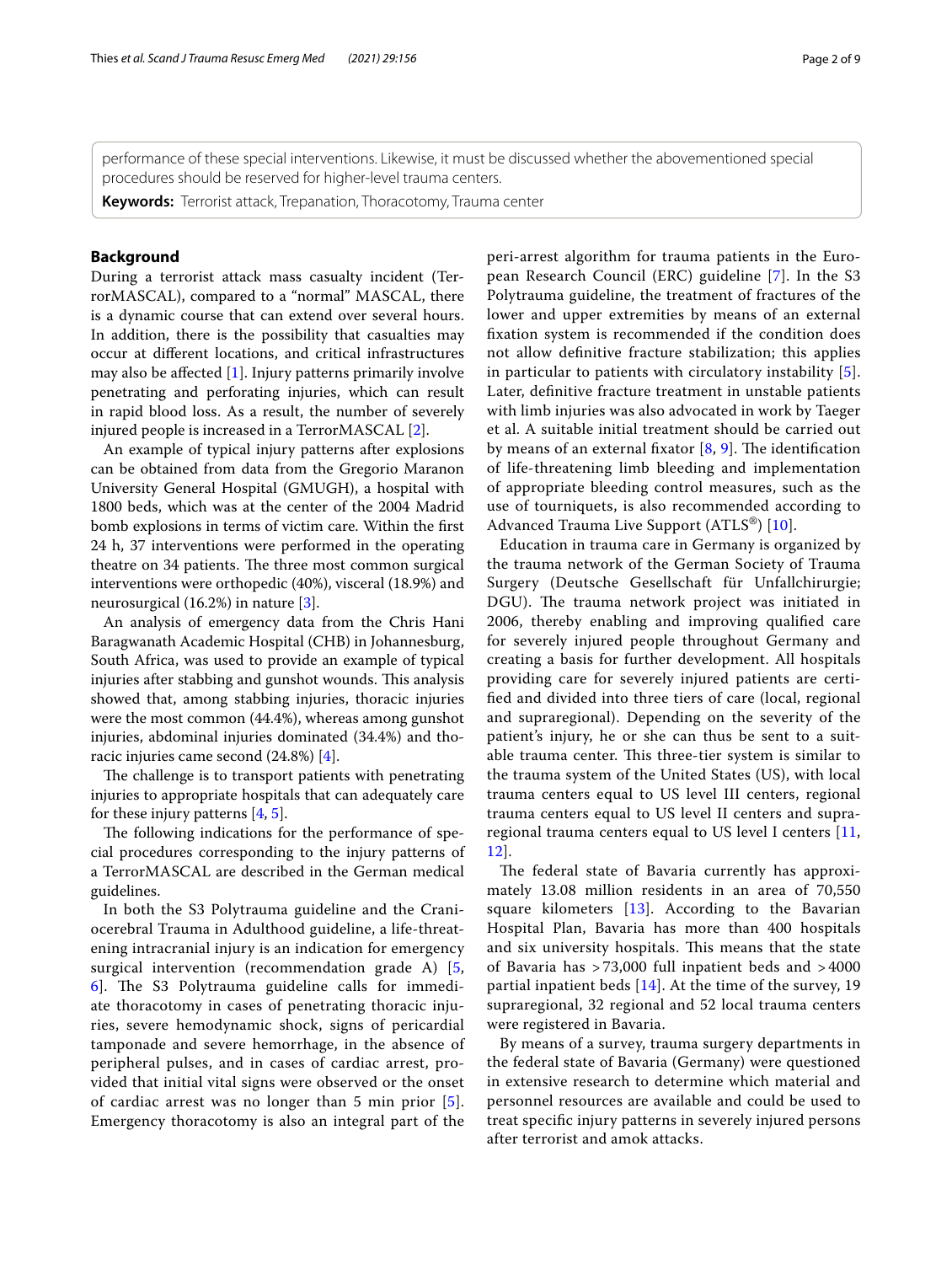performance of these special interventions. Likewise, it must be discussed whether the abovementioned special procedures should be reserved for higher-level trauma centers.

**Keywords:** Terrorist attack, Trepanation, Thoracotomy, Trauma center

## Background

During a terrorist attack mass casualty incident (TerrorMASCAL), compared to a "normal" MASCAL, there is a dynamic course that can extend over several hours. In addition, there is the possibility that casualties may occur at different locations, and critical infrastructures may also be affected [1]. Injury patterns primarily involve penetrating and perforating injuries, which can result in rapid blood loss. As a result, the number of severely injured people is increased in a TerrorMASCAL [2].

An example of typical injury patterns after explosions can be obtained from data from the Gregorio Maranon University General Hospital (GMUGH), a hospital with 1800 beds, which was at the center of the 2004 Madrid bomb explosions in terms of victim care. Within the first 24 h, 37 interventions were performed in the operating theatre on 34 patients. The three most common surgical interventions were orthopedic (40%), visceral (18.9%) and neurosurgical (16.2%) in nature [3].

An analysis of emergency data from the Chris Hani Baragwanath Academic Hospital (CHB) in Johannesburg, South Africa, was used to provide an example of typical injuries after stabbing and gunshot wounds. This analysis showed that, among stabbing injuries, thoracic injuries were the most common (44.4%), whereas among gunshot injuries, abdominal injuries dominated (34.4%) and thoracic injuries came second (24.8%) [4].

The challenge is to transport patients with penetrating injuries to appropriate hospitals that can adequately care for these injury patterns [4, 5].

The following indications for the performance of special procedures corresponding to the injury patterns of a TerrorMASCAL are described in the German medical guidelines.

In both the S3 Polytrauma guideline and the Craniocerebral Trauma in Adulthood guideline, a life-threatening intracranial injury is an indication for emergency surgical intervention (recommendation grade A) [5, 6]. The S3 Polytrauma guideline calls for immediate thoracotomy in cases of penetrating thoracic injuries, severe hemodynamic shock, signs of pericardial tamponade and severe hemorrhage, in the absence of peripheral pulses, and in cases of cardiac arrest, provided that initial vital signs were observed or the onset of cardiac arrest was no longer than 5 min prior [5]. Emergency thoracotomy is also an integral part of the peri-arrest algorithm for trauma patients in the European Research Council (ERC) guideline [7]. In the S3 Polytrauma guideline, the treatment of fractures of the lower and upper extremities by means of an external fixation system is recommended if the condition does not allow definitive fracture stabilization; this applies in particular to patients with circulatory instability [5]. Later, definitive fracture treatment in unstable patients with limb injuries was also advocated in work by Taeger et al. A suitable initial treatment should be carried out by means of an external fixator [8, 9]. The identification of life-threatening limb bleeding and implementation of appropriate bleeding control measures, such as the use of tourniquets, is also recommended according to Advanced Trauma Live Support (ATLS®) [10].

Education in trauma care in Germany is organized by the trauma network of the German Society of Trauma Surgery (Deutsche Gesellschaft für Unfallchirurgie; DGU). The trauma network project was initiated in 2006, thereby enabling and improving qualified care for severely injured people throughout Germany and creating a basis for further development. All hospitals providing care for severely injured patients are certified and divided into three tiers of care (local, regional and supraregional). Depending on the severity of the patient's injury, he or she can thus be sent to a suitable trauma center. This three-tier system is similar to the trauma system of the United States (US), with local trauma centers equal to US level III centers, regional trauma centers equal to US level II centers and supraregional trauma centers equal to US level I centers [11, 12].

The federal state of Bavaria currently has approximately 13.08 million residents in an area of 70,550 square kilometers [13]. According to the Bavarian Hospital Plan, Bavaria has more than 400 hospitals and six university hospitals. This means that the state of Bavaria has >73,000 full inpatient beds and >4000 partial inpatient beds [14]. At the time of the survey, 19 supraregional, 32 regional and 52 local trauma centers were registered in Bavaria.

By means of a survey, trauma surgery departments in the federal state of Bavaria (Germany) were questioned in extensive research to determine which material and personnel resources are available and could be used to treat specific injury patterns in severely injured persons after terrorist and amok attacks.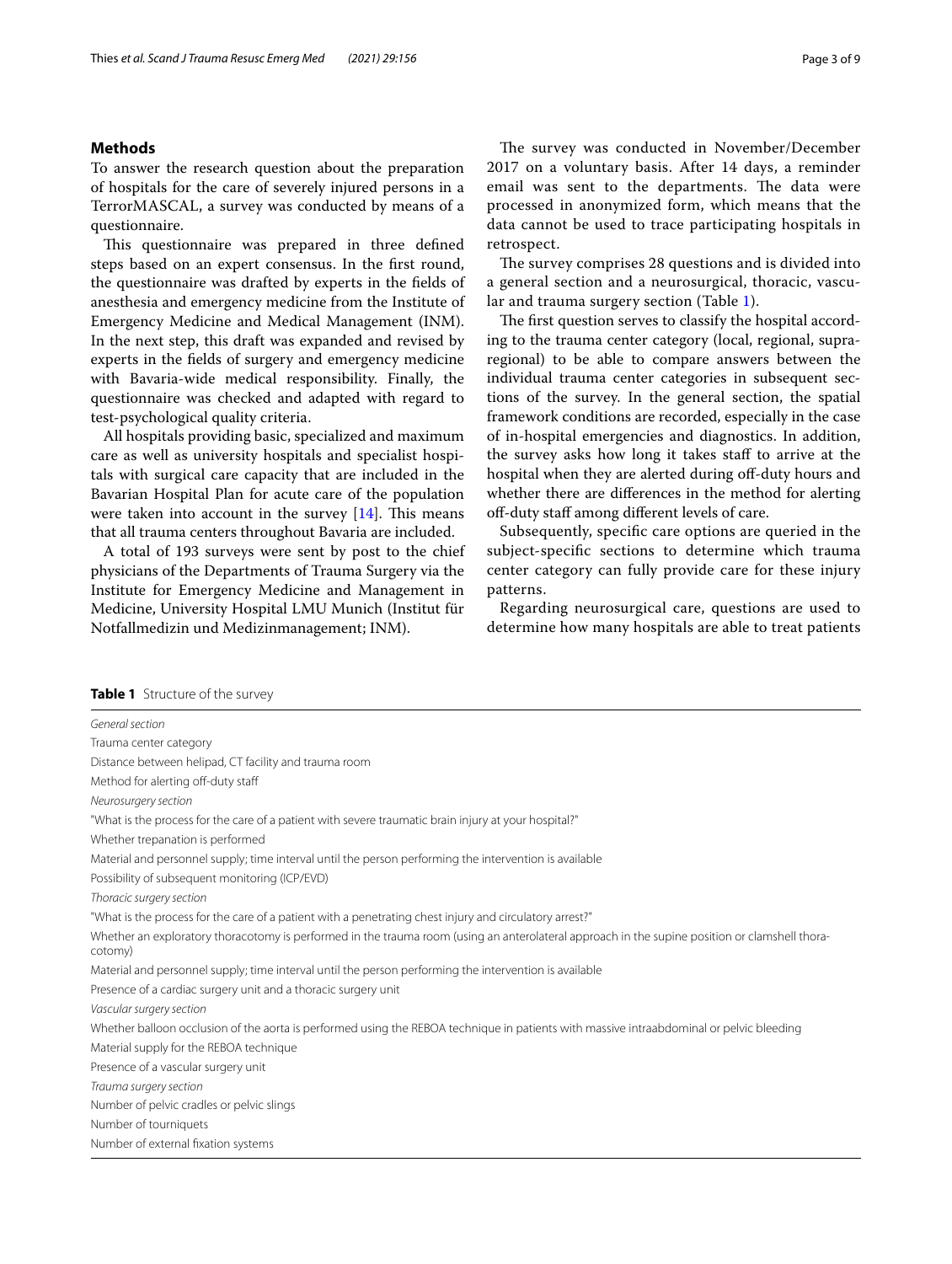## Methods

To answer the research question about the preparation of hospitals for the care of severely injured persons in a TerrorMASCAL, a survey was conducted by means of a questionnaire.

This questionnaire was prepared in three defined steps based on an expert consensus. In the first round, the questionnaire was drafted by experts in the fields of anesthesia and emergency medicine from the Institute of Emergency Medicine and Medical Management (INM). In the next step, this draft was expanded and revised by experts in the fields of surgery and emergency medicine with Bavaria-wide medical responsibility. Finally, the questionnaire was checked and adapted with regard to test-psychological quality criteria.

All hospitals providing basic, specialized and maximum care as well as university hospitals and specialist hospitals with surgical care capacity that are included in the Bavarian Hospital Plan for acute care of the population were taken into account in the survey [14]. This means that all trauma centers throughout Bavaria are included.

A total of 193 surveys were sent by post to the chief physicians of the Departments of Trauma Surgery via the Institute for Emergency Medicine and Management in Medicine, University Hospital LMU Munich (Institut für Notfallmedizin und Medizinmanagement; INM).

The survey was conducted in November/December 2017 on a voluntary basis. After 14 days, a reminder email was sent to the departments. The data were processed in anonymized form, which means that the data cannot be used to trace participating hospitals in retrospect.

The survey comprises 28 questions and is divided into a general section and a neurosurgical, thoracic, vascular and trauma surgery section (Table 1).

The first question serves to classify the hospital according to the trauma center category (local, regional, supraregional) to be able to compare answers between the individual trauma center categories in subsequent sections of the survey. In the general section, the spatial framework conditions are recorded, especially in the case of in-hospital emergencies and diagnostics. In addition, the survey asks how long it takes staff to arrive at the hospital when they are alerted during off-duty hours and whether there are differences in the method for alerting off-duty staff among different levels of care.

Subsequently, specific care options are queried in the subject-specific sections to determine which trauma center category can fully provide care for these injury patterns.

Regarding neurosurgical care, questions are used to determine how many hospitals are able to treat patients

**Table 1** Structure of the survey

| |
|---|
| *General section* |
| Trauma center category |
| Distance between helipad, CT facility and trauma room |
| Method for alerting off-duty staff |
| *Neurosurgery section* |
| "What is the process for the care of a patient with severe traumatic brain injury at your hospital?" |
| Whether trepanation is performed |
| Material and personnel supply; time interval until the person performing the intervention is available |
| Possibility of subsequent monitoring (ICP/EVD) |
| *Thoracic surgery section* |
| "What is the process for the care of a patient with a penetrating chest injury and circulatory arrest?" |
| Whether an exploratory thoracotomy is performed in the trauma room (using an anterolateral approach in the supine position or clamshell thoracotomy) |
| Material and personnel supply; time interval until the person performing the intervention is available |
| Presence of a cardiac surgery unit and a thoracic surgery unit |
| *Vascular surgery section* |
| Whether balloon occlusion of the aorta is performed using the REBOA technique in patients with massive intraabdominal or pelvic bleeding |
| Material supply for the REBOA technique |
| Presence of a vascular surgery unit |
| *Trauma surgery section* |
| Number of pelvic cradles or pelvic slings |
| Number of tourniquets |
| Number of external fixation systems |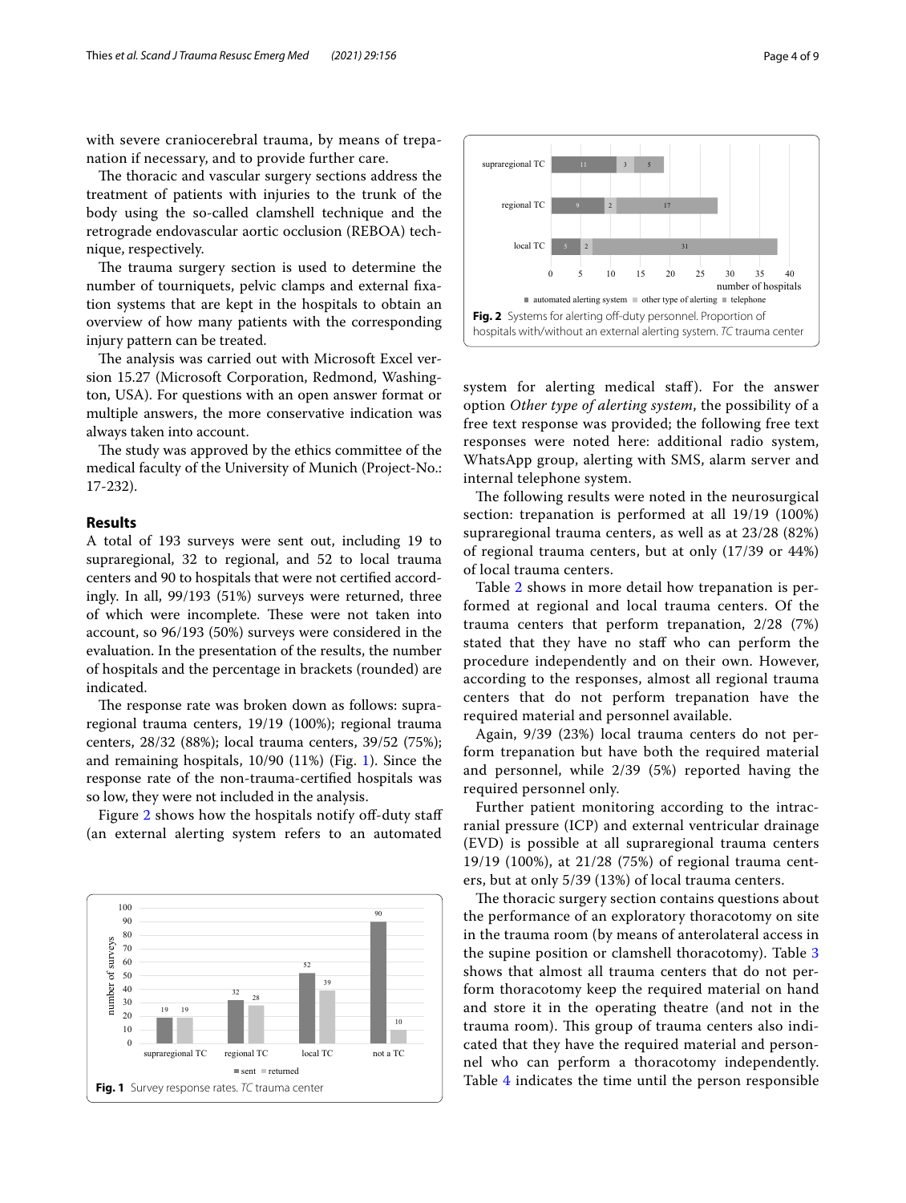with severe craniocerebral trauma, by means of trepanation if necessary, and to provide further care.

The thoracic and vascular surgery sections address the treatment of patients with injuries to the trunk of the body using the so-called clamshell technique and the retrograde endovascular aortic occlusion (REBOA) technique, respectively.

The trauma surgery section is used to determine the number of tourniquets, pelvic clamps and external fixation systems that are kept in the hospitals to obtain an overview of how many patients with the corresponding injury pattern can be treated.

The analysis was carried out with Microsoft Excel version 15.27 (Microsoft Corporation, Redmond, Washington, USA). For questions with an open answer format or multiple answers, the more conservative indication was always taken into account.

The study was approved by the ethics committee of the medical faculty of the University of Munich (Project-No.: 17-232).

## Results

A total of 193 surveys were sent out, including 19 to supraregional, 32 to regional, and 52 to local trauma centers and 90 to hospitals that were not certified accordingly. In all, 99/193 (51%) surveys were returned, three of which were incomplete. These were not taken into account, so 96/193 (50%) surveys were considered in the evaluation. In the presentation of the results, the number of hospitals and the percentage in brackets (rounded) are indicated.

The response rate was broken down as follows: supraregional trauma centers, 19/19 (100%); regional trauma centers, 28/32 (88%); local trauma centers, 39/52 (75%); and remaining hospitals, 10/90 (11%) (Fig. 1). Since the response rate of the non-trauma-certified hospitals was so low, they were not included in the analysis.

Figure 2 shows how the hospitals notify off-duty staff (an external alerting system refers to an automated system for alerting medical staff). For the answer option *Other type of alerting system*, the possibility of a free text response was provided; the following free text responses were noted here: additional radio system, WhatsApp group, alerting with SMS, alarm server and internal telephone system.

**Fig. 1** Survey response rates. *TC* trauma center

**Fig. 2** Systems for alerting off-duty personnel. Proportion of hospitals with/without an external alerting system. *TC* trauma center

The following results were noted in the neurosurgical section: trepanation is performed at all 19/19 (100%) supraregional trauma centers, as well as at 23/28 (82%) of regional trauma centers, but at only (17/39 or 44%) of local trauma centers.

Table 2 shows in more detail how trepanation is performed at regional and local trauma centers. Of the trauma centers that perform trepanation, 2/28 (7%) stated that they have no staff who can perform the procedure independently and on their own. However, according to the responses, almost all regional trauma centers that do not perform trepanation have the required material and personnel available.

Again, 9/39 (23%) local trauma centers do not perform trepanation but have both the required material and personnel, while 2/39 (5%) reported having the required personnel only.

Further patient monitoring according to the intracranial pressure (ICP) and external ventricular drainage (EVD) is possible at all supraregional trauma centers 19/19 (100%), at 21/28 (75%) of regional trauma centers, but at only 5/39 (13%) of local trauma centers.

The thoracic surgery section contains questions about the performance of an exploratory thoracotomy on site in the trauma room (by means of anterolateral access in the supine position or clamshell thoracotomy). Table 3 shows that almost all trauma centers that do not perform thoracotomy keep the required material on hand and store it in the operating theatre (and not in the trauma room). This group of trauma centers also indicated that they have the required material and personnel who can perform a thoracotomy independently. Table 4 indicates the time until the person responsible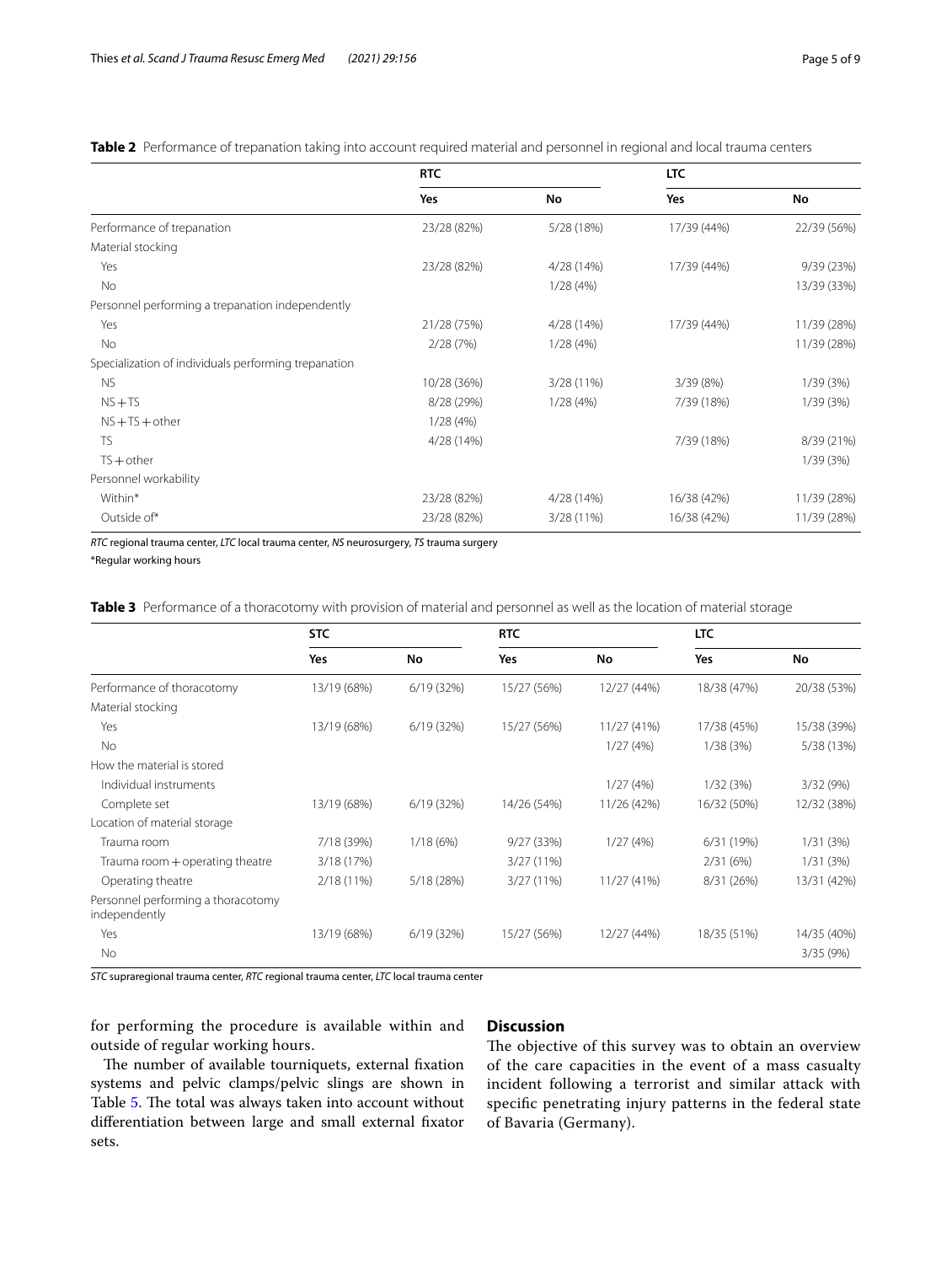**Table 2** Performance of trepanation taking into account required material and personnel in regional and local trauma centers

| | RTC | | LTC | |
|---|---|---|---|---|
| | Yes | No | Yes | No |
| Performance of trepanation | 23/28 (82%) | 5/28 (18%) | 17/39 (44%) | 22/39 (56%) |
| Material stocking | | | | |
| Yes | 23/28 (82%) | 4/28 (14%) | 17/39 (44%) | 9/39 (23%) |
| No | | 1/28 (4%) | | 13/39 (33%) |
| Personnel performing a trepanation independently | | | | |
| Yes | 21/28 (75%) | 4/28 (14%) | 17/39 (44%) | 11/39 (28%) |
| No | 2/28 (7%) | 1/28 (4%) | | 11/39 (28%) |
| Specialization of individuals performing trepanation | | | | |
| NS | 10/28 (36%) | 3/28 (11%) | 3/39 (8%) | 1/39 (3%) |
| NS + TS | 8/28 (29%) | 1/28 (4%) | 7/39 (18%) | 1/39 (3%) |
| NS + TS + other | 1/28 (4%) | | | |
| TS | 4/28 (14%) | | 7/39 (18%) | 8/39 (21%) |
| TS + other | | | | 1/39 (3%) |
| Personnel workability | | | | |
| Within* | 23/28 (82%) | 4/28 (14%) | 16/38 (42%) | 11/39 (28%) |
| Outside of* | 23/28 (82%) | 3/28 (11%) | 16/38 (42%) | 11/39 (28%) |

*RTC* regional trauma center, *LTC* local trauma center, *NS* neurosurgery, *TS* trauma surgery

*Regular working hours

**Table 3** Performance of a thoracotomy with provision of material and personnel as well as the location of material storage

| | STC | | RTC | | LTC | |
|---|---|---|---|---|---|---|
| | Yes | No | Yes | No | Yes | No |
| Performance of thoracotomy | 13/19 (68%) | 6/19 (32%) | 15/27 (56%) | 12/27 (44%) | 18/38 (47%) | 20/38 (53%) |
| Material stocking | | | | | | |
| Yes | 13/19 (68%) | 6/19 (32%) | 15/27 (56%) | 11/27 (41%) | 17/38 (45%) | 15/38 (39%) |
| No | | | | 1/27 (4%) | 1/38 (3%) | 5/38 (13%) |
| How the material is stored | | | | | | |
| Individual instruments | | | | 1/27 (4%) | 1/32 (3%) | 3/32 (9%) |
| Complete set | 13/19 (68%) | 6/19 (32%) | 14/26 (54%) | 11/26 (42%) | 16/32 (50%) | 12/32 (38%) |
| Location of material storage | | | | | | |
| Trauma room | 7/18 (39%) | 1/18 (6%) | 9/27 (33%) | 1/27 (4%) | 6/31 (19%) | 1/31 (3%) |
| Trauma room + operating theatre | 3/18 (17%) | | 3/27 (11%) | | 2/31 (6%) | 1/31 (3%) |
| Operating theatre | 2/18 (11%) | 5/18 (28%) | 3/27 (11%) | 11/27 (41%) | 8/31 (26%) | 13/31 (42%) |
| Personnel performing a thoracotomy independently | | | | | | |
| Yes | 13/19 (68%) | 6/19 (32%) | 15/27 (56%) | 12/27 (44%) | 18/35 (51%) | 14/35 (40%) |
| No | | | | | | 3/35 (9%) |

*STC* supraregional trauma center, *RTC* regional trauma center, *LTC* local trauma center

for performing the procedure is available within and outside of regular working hours.

The number of available tourniquets, external fixation systems and pelvic clamps/pelvic slings are shown in Table 5. The total was always taken into account without differentiation between large and small external fixator sets.

## Discussion

The objective of this survey was to obtain an overview of the care capacities in the event of a mass casualty incident following a terrorist and similar attack with specific penetrating injury patterns in the federal state of Bavaria (Germany).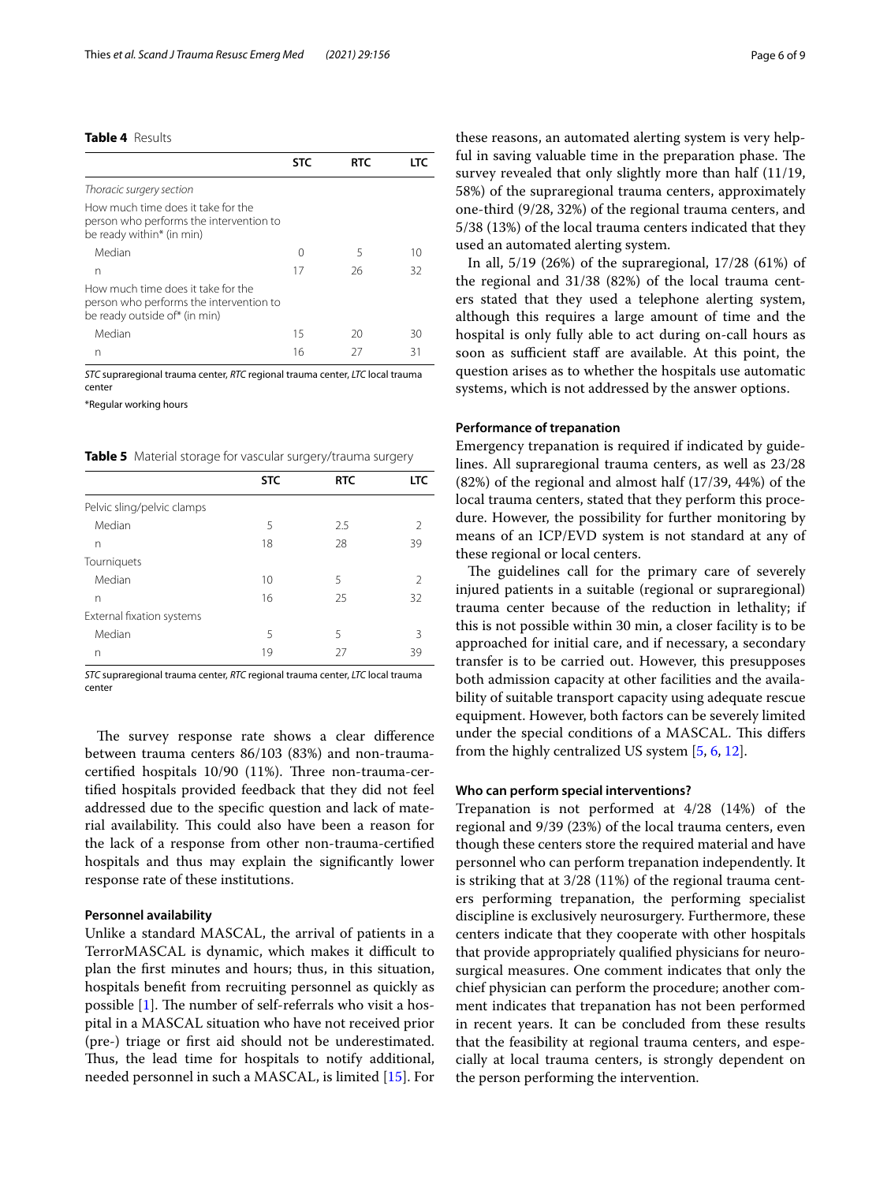**Table 4** Results

| | STC | RTC | LTC |
|---|---|---|---|
| *Thoracic surgery section* | | | |
| How much time does it take for the person who performs the intervention to be ready within* (in min) | | | |
| Median | 0 | 5 | 10 |
| n | 17 | 26 | 32 |
| How much time does it take for the person who performs the intervention to be ready outside of* (in min) | | | |
| Median | 15 | 20 | 30 |
| n | 16 | 27 | 31 |

*STC* supraregional trauma center, *RTC* regional trauma center, *LTC* local trauma center

*Regular working hours

**Table 5** Material storage for vascular surgery/trauma surgery

| | STC | RTC | LTC |
|---|---|---|---|
| Pelvic sling/pelvic clamps | | | |
| Median | 5 | 2.5 | 2 |
| n | 18 | 28 | 39 |
| Tourniquets | | | |
| Median | 10 | 5 | 2 |
| n | 16 | 25 | 32 |
| External fixation systems | | | |
| Median | 5 | 5 | 3 |
| n | 19 | 27 | 39 |

*STC* supraregional trauma center, *RTC* regional trauma center, *LTC* local trauma center

The survey response rate shows a clear difference between trauma centers 86/103 (83%) and non-trauma-certified hospitals 10/90 (11%). Three non-trauma-certified hospitals provided feedback that they did not feel addressed due to the specific question and lack of material availability. This could also have been a reason for the lack of a response from other non-trauma-certified hospitals and thus may explain the significantly lower response rate of these institutions.

### Personnel availability

Unlike a standard MASCAL, the arrival of patients in a TerrorMASCAL is dynamic, which makes it difficult to plan the first minutes and hours; thus, in this situation, hospitals benefit from recruiting personnel as quickly as possible [1]. The number of self-referrals who visit a hospital in a MASCAL situation who have not received prior (pre-) triage or first aid should not be underestimated. Thus, the lead time for hospitals to notify additional, needed personnel in such a MASCAL, is limited [15]. For these reasons, an automated alerting system is very helpful in saving valuable time in the preparation phase. The survey revealed that only slightly more than half (11/19, 58%) of the supraregional trauma centers, approximately one-third (9/28, 32%) of the regional trauma centers, and 5/38 (13%) of the local trauma centers indicated that they used an automated alerting system.

In all, 5/19 (26%) of the supraregional, 17/28 (61%) of the regional and 31/38 (82%) of the local trauma centers stated that they used a telephone alerting system, although this requires a large amount of time and the hospital is only fully able to act during on-call hours as soon as sufficient staff are available. At this point, the question arises as to whether the hospitals use automatic systems, which is not addressed by the answer options.

### Performance of trepanation

Emergency trepanation is required if indicated by guidelines. All supraregional trauma centers, as well as 23/28 (82%) of the regional and almost half (17/39, 44%) of the local trauma centers, stated that they perform this procedure. However, the possibility for further monitoring by means of an ICP/EVD system is not standard at any of these regional or local centers.

The guidelines call for the primary care of severely injured patients in a suitable (regional or supraregional) trauma center because of the reduction in lethality; if this is not possible within 30 min, a closer facility is to be approached for initial care, and if necessary, a secondary transfer is to be carried out. However, this presupposes both admission capacity at other facilities and the availability of suitable transport capacity using adequate rescue equipment. However, both factors can be severely limited under the special conditions of a MASCAL. This differs from the highly centralized US system [5, 6, 12].

### Who can perform special interventions?

Trepanation is not performed at 4/28 (14%) of the regional and 9/39 (23%) of the local trauma centers, even though these centers store the required material and have personnel who can perform trepanation independently. It is striking that at 3/28 (11%) of the regional trauma centers performing trepanation, the performing specialist discipline is exclusively neurosurgery. Furthermore, these centers indicate that they cooperate with other hospitals that provide appropriately qualified physicians for neurosurgical measures. One comment indicates that only the chief physician can perform the procedure; another comment indicates that trepanation has not been performed in recent years. It can be concluded from these results that the feasibility at regional trauma centers, and especially at local trauma centers, is strongly dependent on the person performing the intervention.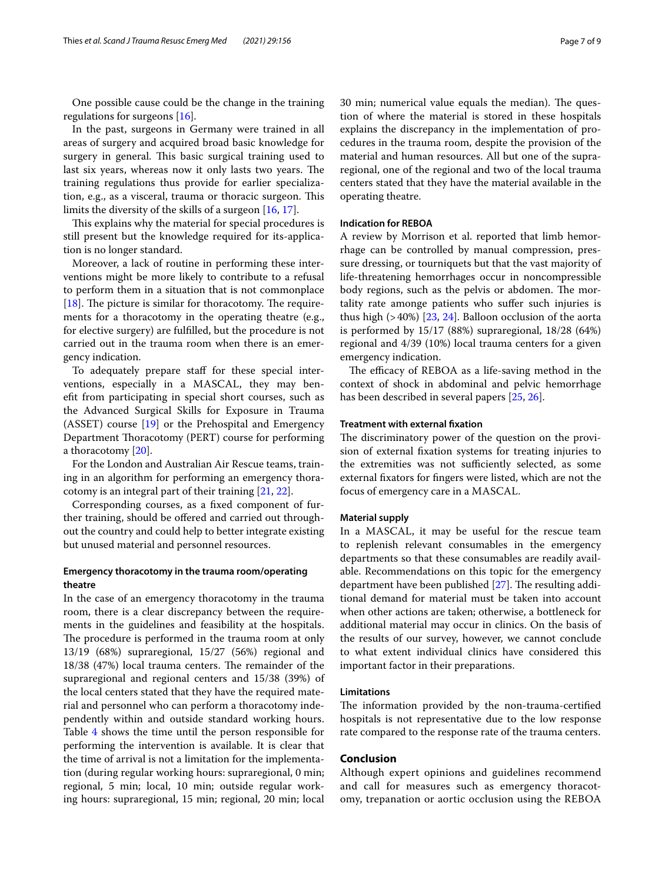One possible cause could be the change in the training regulations for surgeons [16].

In the past, surgeons in Germany were trained in all areas of surgery and acquired broad basic knowledge for surgery in general. This basic surgical training used to last six years, whereas now it only lasts two years. The training regulations thus provide for earlier specialization, e.g., as a visceral, trauma or thoracic surgeon. This limits the diversity of the skills of a surgeon [16, 17].

This explains why the material for special procedures is still present but the knowledge required for its-application is no longer standard.

Moreover, a lack of routine in performing these interventions might be more likely to contribute to a refusal to perform them in a situation that is not commonplace [18]. The picture is similar for thoracotomy. The requirements for a thoracotomy in the operating theatre (e.g., for elective surgery) are fulfilled, but the procedure is not carried out in the trauma room when there is an emergency indication.

To adequately prepare staff for these special interventions, especially in a MASCAL, they may benefit from participating in special short courses, such as the Advanced Surgical Skills for Exposure in Trauma (ASSET) course [19] or the Prehospital and Emergency Department Thoracotomy (PERT) course for performing a thoracotomy [20].

For the London and Australian Air Rescue teams, training in an algorithm for performing an emergency thoracotomy is an integral part of their training [21, 22].

Corresponding courses, as a fixed component of further training, should be offered and carried out throughout the country and could help to better integrate existing but unused material and personnel resources.

### Emergency thoracotomy in the trauma room/operating theatre

In the case of an emergency thoracotomy in the trauma room, there is a clear discrepancy between the requirements in the guidelines and feasibility at the hospitals. The procedure is performed in the trauma room at only 13/19 (68%) supraregional, 15/27 (56%) regional and 18/38 (47%) local trauma centers. The remainder of the supraregional and regional centers and 15/38 (39%) of the local centers stated that they have the required material and personnel who can perform a thoracotomy independently within and outside standard working hours. Table 4 shows the time until the person responsible for performing the intervention is available. It is clear that the time of arrival is not a limitation for the implementation (during regular working hours: supraregional, 0 min; regional, 5 min; local, 10 min; outside regular working hours: supraregional, 15 min; regional, 20 min; local 30 min; numerical value equals the median). The question of where the material is stored in these hospitals explains the discrepancy in the implementation of procedures in the trauma room, despite the provision of the material and human resources. All but one of the supraregional, one of the regional and two of the local trauma centers stated that they have the material available in the operating theatre.

### Indication for REBOA

A review by Morrison et al. reported that limb hemorrhage can be controlled by manual compression, pressure dressing, or tourniquets but that the vast majority of life-threatening hemorrhages occur in noncompressible body regions, such as the pelvis or abdomen. The mortality rate amonge patients who suffer such injuries is thus high (>40%) [23, 24]. Balloon occlusion of the aorta is performed by 15/17 (88%) supraregional, 18/28 (64%) regional and 4/39 (10%) local trauma centers for a given emergency indication.

The efficacy of REBOA as a life-saving method in the context of shock in abdominal and pelvic hemorrhage has been described in several papers [25, 26].

### Treatment with external fixation

The discriminatory power of the question on the provision of external fixation systems for treating injuries to the extremities was not sufficiently selected, as some external fixators for fingers were listed, which are not the focus of emergency care in a MASCAL.

### Material supply

In a MASCAL, it may be useful for the rescue team to replenish relevant consumables in the emergency departments so that these consumables are readily available. Recommendations on this topic for the emergency department have been published [27]. The resulting additional demand for material must be taken into account when other actions are taken; otherwise, a bottleneck for additional material may occur in clinics. On the basis of the results of our survey, however, we cannot conclude to what extent individual clinics have considered this important factor in their preparations.

### Limitations

The information provided by the non-trauma-certified hospitals is not representative due to the low response rate compared to the response rate of the trauma centers.

## Conclusion

Although expert opinions and guidelines recommend and call for measures such as emergency thoracotomy, trepanation or aortic occlusion using the REBOA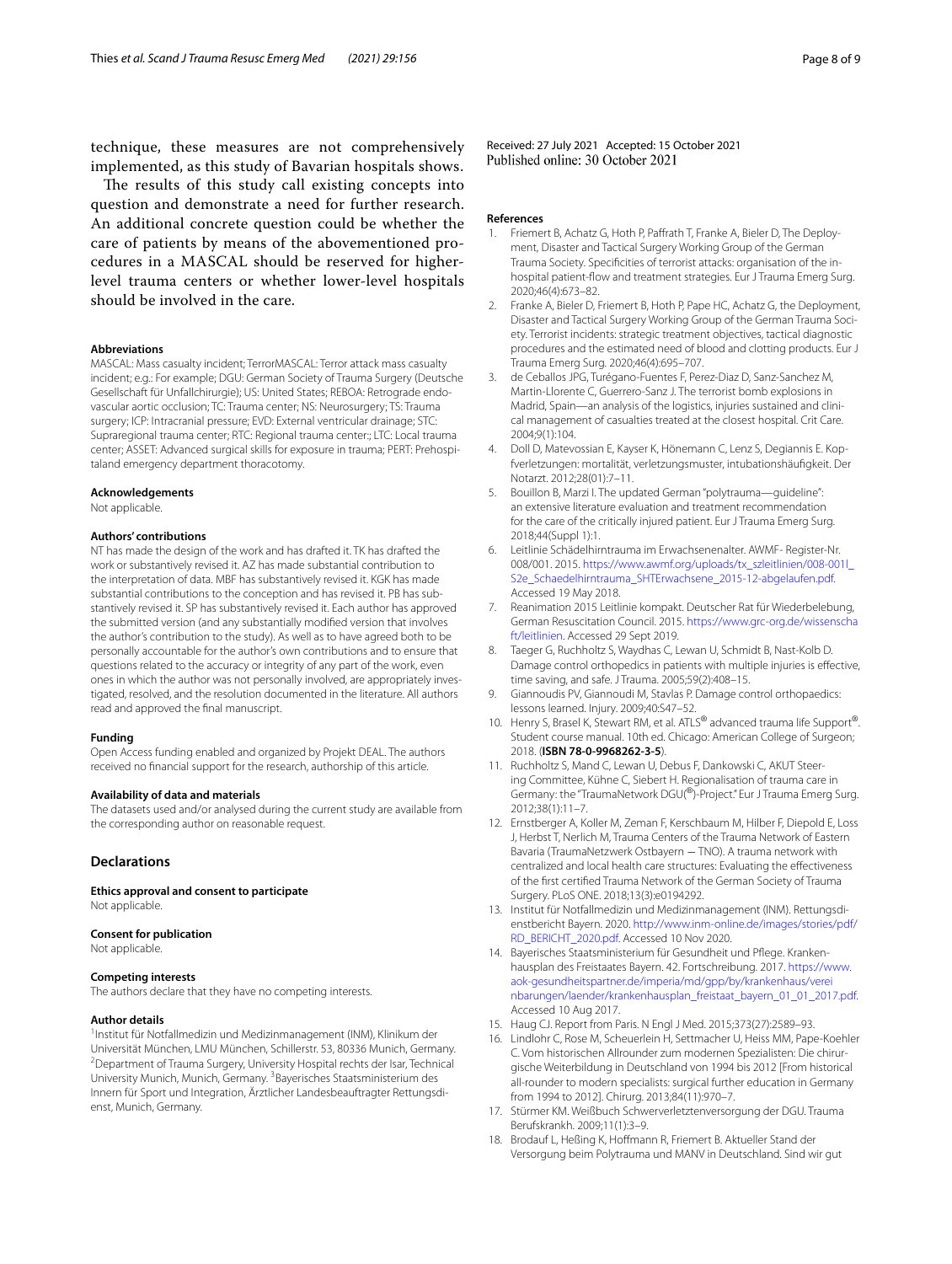technique, these measures are not comprehensively implemented, as this study of Bavarian hospitals shows.

The results of this study call existing concepts into question and demonstrate a need for further research. An additional concrete question could be whether the care of patients by means of the abovementioned procedures in a MASCAL should be reserved for higher-level trauma centers or whether lower-level hospitals should be involved in the care.

#### Abbreviations

MASCAL: Mass casualty incident; TerrorMASCAL: Terror attack mass casualty incident; e.g.: For example; DGU: German Society of Trauma Surgery (Deutsche Gesellschaft für Unfallchirurgie); US: United States; REBOA: Retrograde endovascular aortic occlusion; TC: Trauma center; NS: Neurosurgery; TS: Trauma surgery; ICP: Intracranial pressure; EVD: External ventricular drainage; STC: Supraregional trauma center; RTC: Regional trauma center:; LTC: Local trauma center; ASSET: Advanced surgical skills for exposure in trauma; PERT: Prehospitaland emergency department thoracotomy.

#### Acknowledgements

Not applicable.

#### Authors' contributions

NT has made the design of the work and has drafted it. TK has drafted the work or substantively revised it. AZ has made substantial contribution to the interpretation of data. MBF has substantively revised it. KGK has made substantial contributions to the conception and has revised it. PB has substantively revised it. SP has substantively revised it. Each author has approved the submitted version (and any substantially modified version that involves the author's contribution to the study). As well as to have agreed both to be personally accountable for the author's own contributions and to ensure that questions related to the accuracy or integrity of any part of the work, even ones in which the author was not personally involved, are appropriately investigated, resolved, and the resolution documented in the literature. All authors read and approved the final manuscript.

#### Funding

Open Access funding enabled and organized by Projekt DEAL. The authors received no financial support for the research, authorship of this article.

#### Availability of data and materials

The datasets used and/or analysed during the current study are available from the corresponding author on reasonable request.

## Declarations

#### Ethics approval and consent to participate

Not applicable.

#### Consent for publication

Not applicable.

#### Competing interests

The authors declare that they have no competing interests.

#### Author details

[1]Institut für Notfallmedizin und Medizinmanagement (INM), Klinikum der Universität München, LMU München, Schillerstr. 53, 80336 Munich, Germany. [2]Department of Trauma Surgery, University Hospital rechts der Isar, Technical University Munich, Munich, Germany. [3]Bayerisches Staatsministerium des Innern für Sport und Integration, Ärztlicher Landesbeauftragter Rettungsdienst, Munich, Germany.

Received: 27 July 2021 Accepted: 15 October 2021
Published online: 30 October 2021

#### References

1. Friemert B, Achatz G, Hoth P, Paffrath T, Franke A, Bieler D, The Deployment, Disaster and Tactical Surgery Working Group of the German Trauma Society. Specificities of terrorist attacks: organisation of the in-hospital patient-flow and treatment strategies. Eur J Trauma Emerg Surg. 2020;46(4):673–82.
2. Franke A, Bieler D, Friemert B, Hoth P, Pape HC, Achatz G, the Deployment, Disaster and Tactical Surgery Working Group of the German Trauma Society. Terrorist incidents: strategic treatment objectives, tactical diagnostic procedures and the estimated need of blood and clotting products. Eur J Trauma Emerg Surg. 2020;46(4):695–707.
3. de Ceballos JPG, Turégano-Fuentes F, Perez-Diaz D, Sanz-Sanchez M, Martin-Llorente C, Guerrero-Sanz J. The terrorist bomb explosions in Madrid, Spain—an analysis of the logistics, injuries sustained and clinical management of casualties treated at the closest hospital. Crit Care. 2004;9(1):104.
4. Doll D, Matevossian E, Kayser K, Hönemann C, Lenz S, Degiannis E. Kopfverletzungen: mortalität, verletzungsmuster, intubationshäufigkeit. Der Notarzt. 2012;28(01):7–11.
5. Bouillon B, Marzi I. The updated German "polytrauma—guideline": an extensive literature evaluation and treatment recommendation for the care of the critically injured patient. Eur J Trauma Emerg Surg. 2018;44(Suppl 1):1.
6. Leitlinie Schädelhirntrauma im Erwachsenenalter. AWMF- Register-Nr. 008/001. 2015. https://www.awmf.org/uploads/tx_szleitlinien/008-001l_S2e_Schaedelhirntrauma_SHTErwachsene_2015-12-abgelaufen.pdf. Accessed 19 May 2018.
7. Reanimation 2015 Leitlinie kompakt. Deutscher Rat für Wiederbelebung, German Resuscitation Council. 2015. https://www.grc-org.de/wissenschaft/leitlinien. Accessed 29 Sept 2019.
8. Taeger G, Ruchholtz S, Waydhas C, Lewan U, Schmidt B, Nast-Kolb D. Damage control orthopedics in patients with multiple injuries is effective, time saving, and safe. J Trauma. 2005;59(2):408–15.
9. Giannoudis PV, Giannoudi M, Stavlas P. Damage control orthopaedics: lessons learned. Injury. 2009;40:S47–52.
10. Henry S, Brasel K, Stewart RM, et al. ATLS® advanced trauma life Support®. Student course manual. 10th ed. Chicago: American College of Surgeon; 2018. (**ISBN 78-0-9968262-3-5**).
11. Ruchholtz S, Mand C, Lewan U, Debus F, Dankowski C, AKUT Steering Committee, Kühne C, Siebert H. Regionalisation of trauma care in Germany: the "TraumaNetwork DGU(®)-Project." Eur J Trauma Emerg Surg. 2012;38(1):11–7.
12. Ernstberger A, Koller M, Zeman F, Kerschbaum M, Hilber F, Diepold E, Loss J, Herbst T, Nerlich M, Trauma Centers of the Trauma Network of Eastern Bavaria (TraumaNetzwerk Ostbayern — TNO). A trauma network with centralized and local health care structures: Evaluating the effectiveness of the first certified Trauma Network of the German Society of Trauma Surgery. PLoS ONE. 2018;13(3):e0194292.
13. Institut für Notfallmedizin und Medizinmanagement (INM). Rettungsdienstbericht Bayern. 2020. http://www.inm-online.de/images/stories/pdf/RD_BERICHT_2020.pdf. Accessed 10 Nov 2020.
14. Bayerisches Staatsministerium für Gesundheit und Pflege. Krankenhausplan des Freistaates Bayern. 42. Fortschreibung. 2017. https://www.aok-gesundheitspartner.de/imperia/md/gpp/by/krankenhaus/vereinbarungen/laender/krankenhausplan_freistaat_bayern_01_01_2017.pdf. Accessed 10 Aug 2017.
15. Haug CJ. Report from Paris. N Engl J Med. 2015;373(27):2589–93.
16. Lindlohr C, Rose M, Scheuerlein H, Settmacher U, Heiss MM, Pape-Koehler C. Vom historischen Allrounder zum modernen Spezialisten: Die chirurgische Weiterbildung in Deutschland von 1994 bis 2012 [From historical all-rounder to modern specialists: surgical further education in Germany from 1994 to 2012]. Chirurg. 2013;84(11):970–7.
17. Stürmer KM. Weißbuch Schwerverletztenversorgung der DGU. Trauma Berufskrankh. 2009;11(1):3–9.
18. Brodauf L, Heßing K, Hoffmann R, Friemert B. Aktueller Stand der Versorgung beim Polytrauma und MANV in Deutschland. Sind wir gut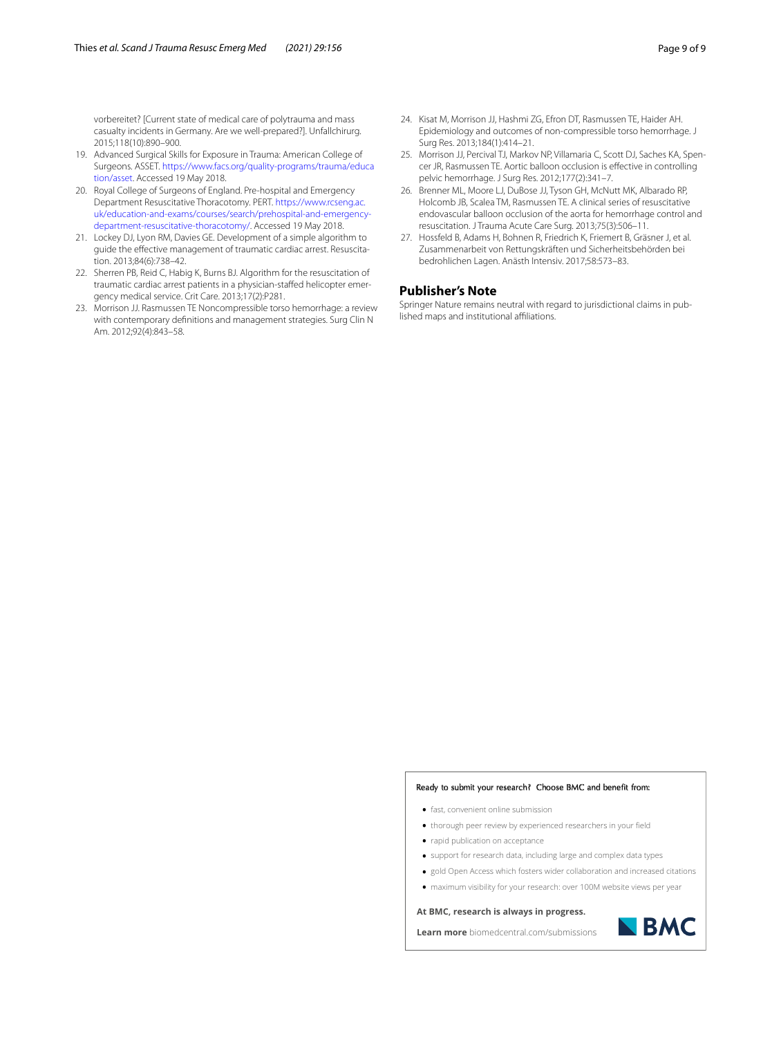vorbereitet? [Current state of medical care of polytrauma and mass casualty incidents in Germany. Are we well-prepared?]. Unfallchirurg. 2015;118(10):890–900.

19. Advanced Surgical Skills for Exposure in Trauma: American College of Surgeons. ASSET. https://www.facs.org/quality-programs/trauma/education/asset. Accessed 19 May 2018.
20. Royal College of Surgeons of England. Pre-hospital and Emergency Department Resuscitative Thoracotomy. PERT. https://www.rcseng.ac.uk/education-and-exams/courses/search/prehospital-and-emergency-department-resuscitative-thoracotomy/. Accessed 19 May 2018.
21. Lockey DJ, Lyon RM, Davies GE. Development of a simple algorithm to guide the effective management of traumatic cardiac arrest. Resuscitation. 2013;84(6):738–42.
22. Sherren PB, Reid C, Habig K, Burns BJ. Algorithm for the resuscitation of traumatic cardiac arrest patients in a physician-staffed helicopter emergency medical service. Crit Care. 2013;17(2):P281.
23. Morrison JJ. Rasmussen TE Noncompressible torso hemorrhage: a review with contemporary definitions and management strategies. Surg Clin N Am. 2012;92(4):843–58.
24. Kisat M, Morrison JJ, Hashmi ZG, Efron DT, Rasmussen TE, Haider AH. Epidemiology and outcomes of non-compressible torso hemorrhage. J Surg Res. 2013;184(1):414–21.
25. Morrison JJ, Percival TJ, Markov NP, Villamaria C, Scott DJ, Saches KA, Spencer JR, Rasmussen TE. Aortic balloon occlusion is effective in controlling pelvic hemorrhage. J Surg Res. 2012;177(2):341–7.
26. Brenner ML, Moore LJ, DuBose JJ, Tyson GH, McNutt MK, Albarado RP, Holcomb JB, Scalea TM, Rasmussen TE. A clinical series of resuscitative endovascular balloon occlusion of the aorta for hemorrhage control and resuscitation. J Trauma Acute Care Surg. 2013;75(3):506–11.
27. Hossfeld B, Adams H, Bohnen R, Friedrich K, Friemert B, Gräsner J, et al. Zusammenarbeit von Rettungskräften und Sicherheitsbehörden bei bedrohlichen Lagen. Anästh Intensiv. 2017;58:573–83.

## Publisher's Note

Springer Nature remains neutral with regard to jurisdictional claims in published maps and institutional affiliations.

Ready to submit your research? Choose BMC and benefit from:

- fast, convenient online submission
- thorough peer review by experienced researchers in your field
- rapid publication on acceptance
- support for research data, including large and complex data types
- gold Open Access which fosters wider collaboration and increased citations
- maximum visibility for your research: over 100M website views per year

**At BMC, research is always in progress.**

**Learn more** biomedcentral.com/submissions

BMC